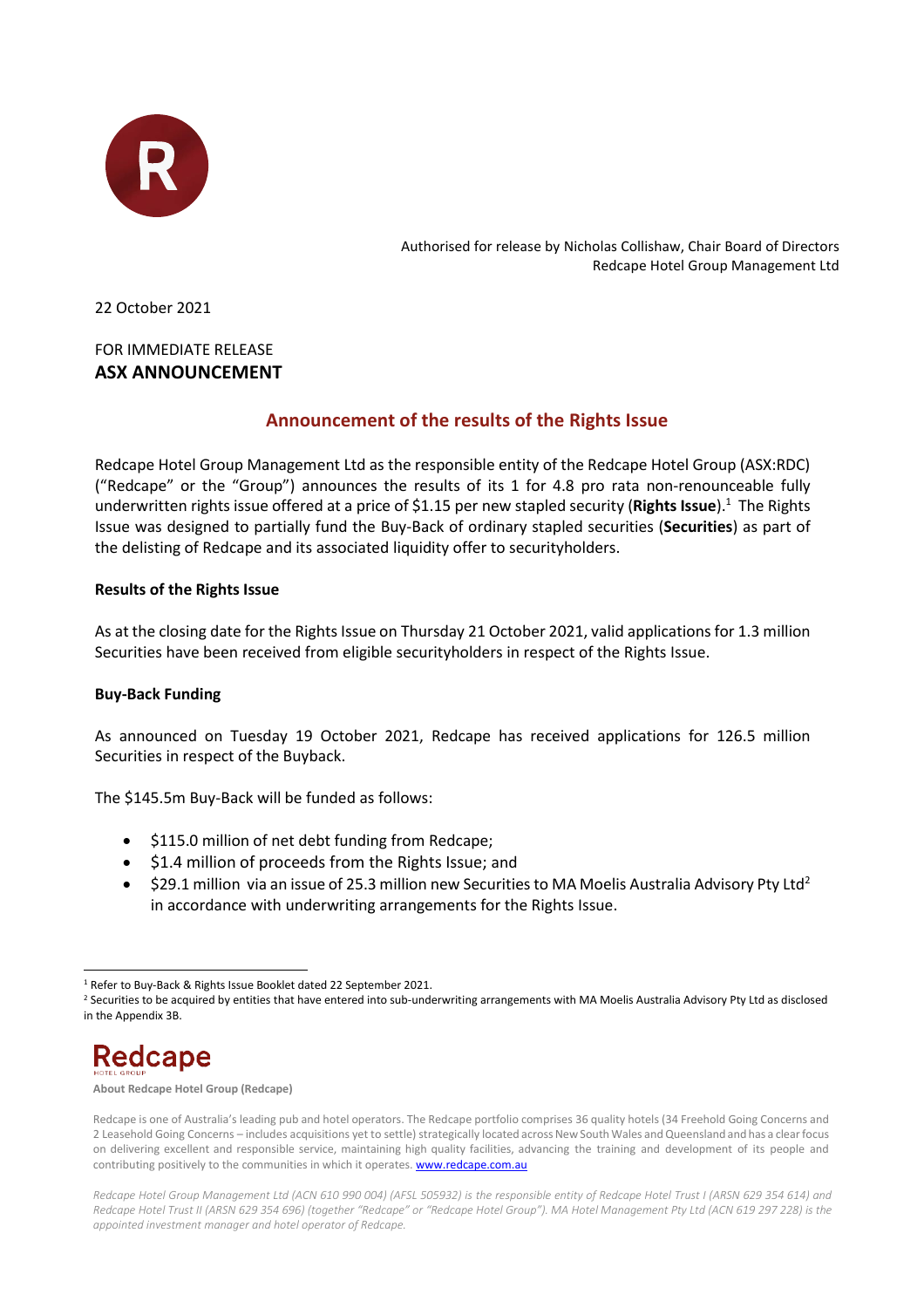Authorised for release by Nicholas Collishaw, Chair Board of Directors
Redcape Hotel Group Management Ltd

22 October 2021

FOR IMMEDIATE RELEASE
**ASX ANNOUNCEMENT**

## Announcement of the results of the Rights Issue

Redcape Hotel Group Management Ltd as the responsible entity of the Redcape Hotel Group (ASX:RDC) ("Redcape" or the "Group") announces the results of its 1 for 4.8 pro rata non-renounceable fully underwritten rights issue offered at a price of $1.15 per new stapled security (**Rights Issue**).[1] The Rights Issue was designed to partially fund the Buy-Back of ordinary stapled securities (**Securities**) as part of the delisting of Redcape and its associated liquidity offer to securityholders.

**Results of the Rights Issue**

As at the closing date for the Rights Issue on Thursday 21 October 2021, valid applications for 1.3 million Securities have been received from eligible securityholders in respect of the Rights Issue.

**Buy-Back Funding**

As announced on Tuesday 19 October 2021, Redcape has received applications for 126.5 million Securities in respect of the Buyback.

The $145.5m Buy-Back will be funded as follows:

- $115.0 million of net debt funding from Redcape;
- $1.4 million of proceeds from the Rights Issue; and
- $29.1 million via an issue of 25.3 million new Securities to MA Moelis Australia Advisory Pty Ltd[2] in accordance with underwriting arrangements for the Rights Issue.

[1] Refer to Buy-Back & Rights Issue Booklet dated 22 September 2021.

[2] Securities to be acquired by entities that have entered into sub-underwriting arrangements with MA Moelis Australia Advisory Pty Ltd as disclosed in the Appendix 3B.

**About Redcape Hotel Group (Redcape)**

Redcape is one of Australia's leading pub and hotel operators. The Redcape portfolio comprises 36 quality hotels (34 Freehold Going Concerns and 2 Leasehold Going Concerns – includes acquisitions yet to settle) strategically located across New South Wales and Queensland and has a clear focus on delivering excellent and responsible service, maintaining high quality facilities, advancing the training and development of its people and contributing positively to the communities in which it operates. www.redcape.com.au

*Redcape Hotel Group Management Ltd (ACN 610 990 004) (AFSL 505932) is the responsible entity of Redcape Hotel Trust I (ARSN 629 354 614) and Redcape Hotel Trust II (ARSN 629 354 696) (together "Redcape" or "Redcape Hotel Group"). MA Hotel Management Pty Ltd (ACN 619 297 228) is the appointed investment manager and hotel operator of Redcape.*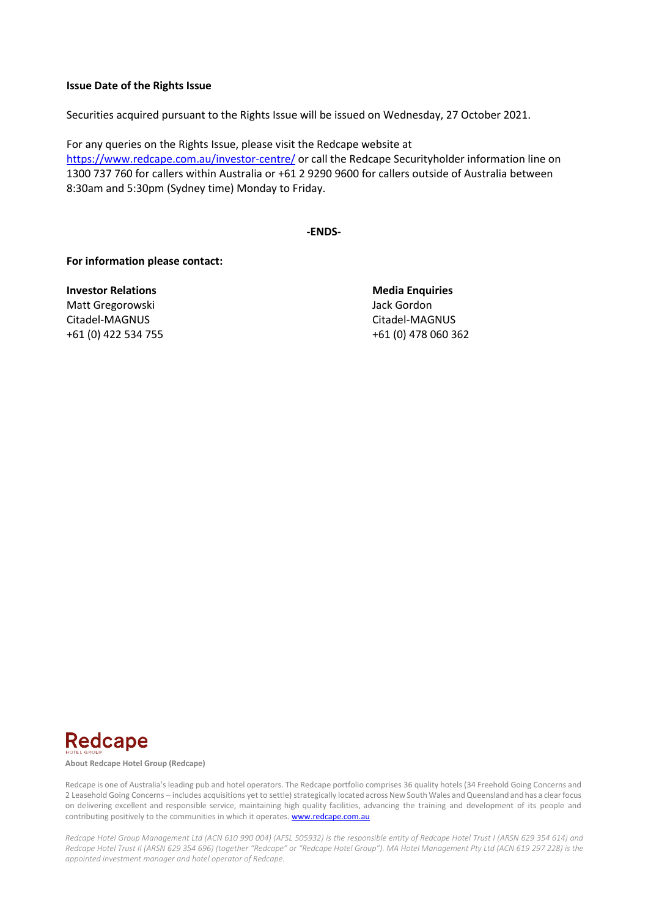**Issue Date of the Rights Issue**

Securities acquired pursuant to the Rights Issue will be issued on Wednesday, 27 October 2021.

For any queries on the Rights Issue, please visit the Redcape website at https://www.redcape.com.au/investor-centre/ or call the Redcape Securityholder information line on 1300 737 760 for callers within Australia or +61 2 9290 9600 for callers outside of Australia between 8:30am and 5:30pm (Sydney time) Monday to Friday.

-ENDS-

**For information please contact:**

**Investor Relations**
Matt Gregorowski
Citadel-MAGNUS
+61 (0) 422 534 755

**Media Enquiries**
Jack Gordon
Citadel-MAGNUS
+61 (0) 478 060 362

Redcape
HOTEL GROUP

**About Redcape Hotel Group (Redcape)**

Redcape is one of Australia's leading pub and hotel operators. The Redcape portfolio comprises 36 quality hotels (34 Freehold Going Concerns and 2 Leasehold Going Concerns – includes acquisitions yet to settle) strategically located across New South Wales and Queensland and has a clear focus on delivering excellent and responsible service, maintaining high quality facilities, advancing the training and development of its people and contributing positively to the communities in which it operates. www.redcape.com.au

*Redcape Hotel Group Management Ltd (ACN 610 990 004) (AFSL 505932) is the responsible entity of Redcape Hotel Trust I (ARSN 629 354 614) and Redcape Hotel Trust II (ARSN 629 354 696) (together "Redcape" or "Redcape Hotel Group"). MA Hotel Management Pty Ltd (ACN 619 297 228) is the appointed investment manager and hotel operator of Redcape.*